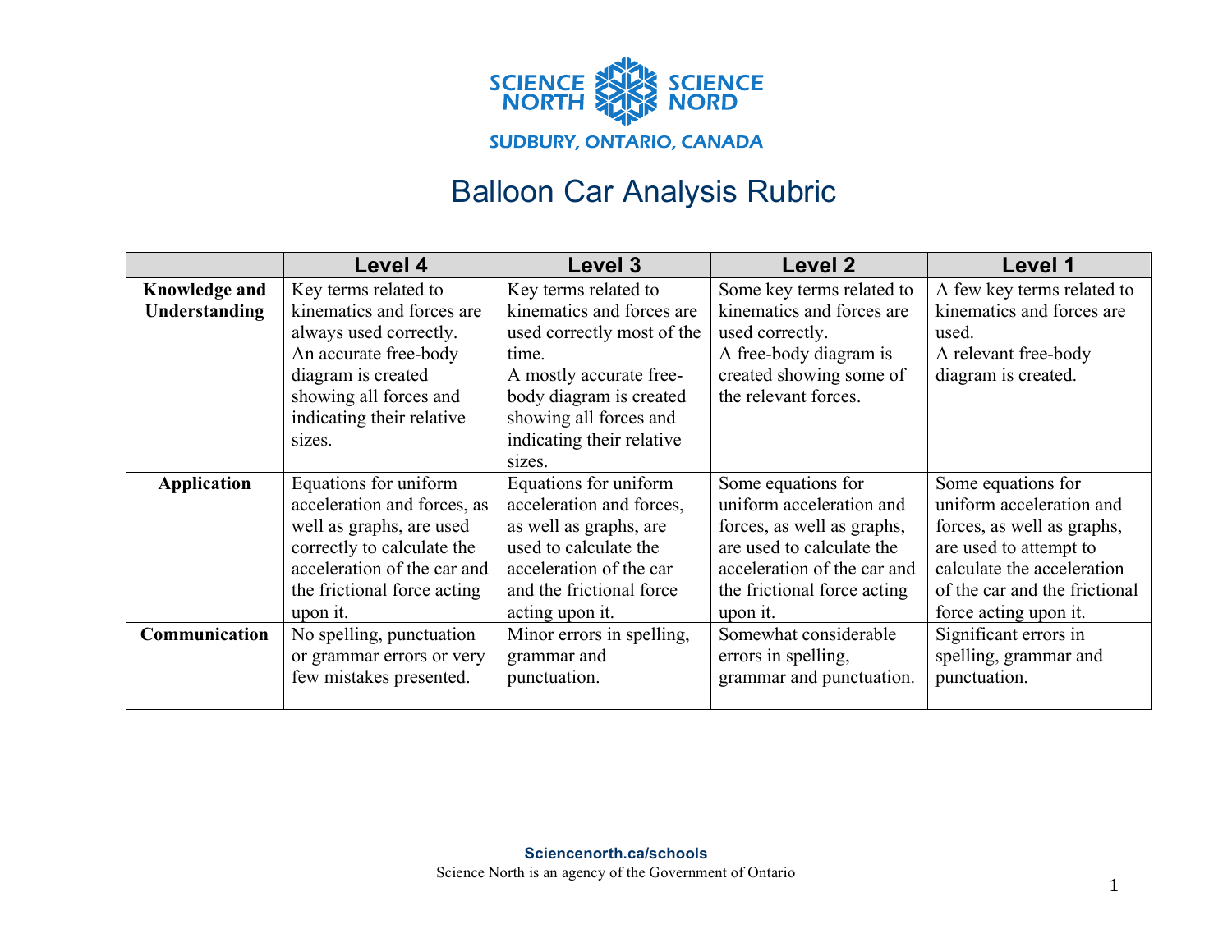SCIENCE NORTH SCIENCE NORD

SUDBURY, ONTARIO, CANADA

# Balloon Car Analysis Rubric

| | Level 4 | Level 3 | Level 2 | Level 1 |
|---|---|---|---|---|
| **Knowledge and Understanding** | Key terms related to kinematics and forces are always used correctly. An accurate free-body diagram is created showing all forces and indicating their relative sizes. | Key terms related to kinematics and forces are used correctly most of the time. A mostly accurate free-body diagram is created showing all forces and indicating their relative sizes. | Some key terms related to kinematics and forces are used correctly. A free-body diagram is created showing some of the relevant forces. | A few key terms related to kinematics and forces are used. A relevant free-body diagram is created. |
| **Application** | Equations for uniform acceleration and forces, as well as graphs, are used correctly to calculate the acceleration of the car and the frictional force acting upon it. | Equations for uniform acceleration and forces, as well as graphs, are used to calculate the acceleration of the car and the frictional force acting upon it. | Some equations for uniform acceleration and forces, as well as graphs, are used to calculate the acceleration of the car and the frictional force acting upon it. | Some equations for uniform acceleration and forces, as well as graphs, are used to attempt to calculate the acceleration of the car and the frictional force acting upon it. |
| **Communication** | No spelling, punctuation or grammar errors or very few mistakes presented. | Minor errors in spelling, grammar and punctuation. | Somewhat considerable errors in spelling, grammar and punctuation. | Significant errors in spelling, grammar and punctuation. |

**Sciencenorth.ca/schools**

Science North is an agency of the Government of Ontario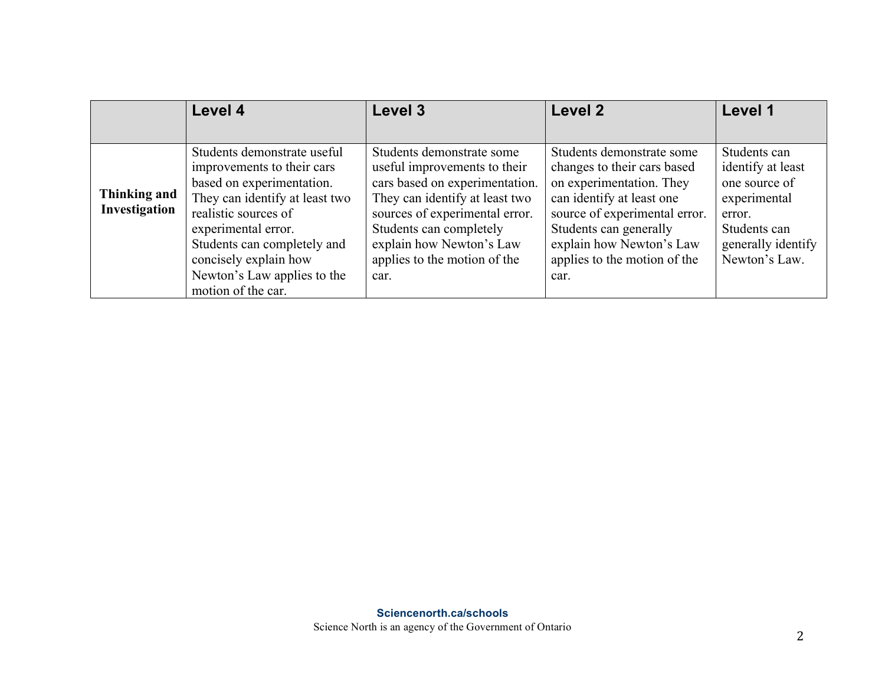| | Level 4 | Level 3 | Level 2 | Level 1 |
|---|---|---|---|---|
| **Thinking and Investigation** | Students demonstrate useful improvements to their cars based on experimentation. They can identify at least two realistic sources of experimental error. Students can completely and concisely explain how Newton's Law applies to the motion of the car. | Students demonstrate some useful improvements to their cars based on experimentation. They can identify at least two sources of experimental error. Students can completely explain how Newton's Law applies to the motion of the car. | Students demonstrate some changes to their cars based on experimentation. They can identify at least one source of experimental error. Students can generally explain how Newton's Law applies to the motion of the car. | Students can identify at least one source of experimental error. Students can generally identify Newton's Law. |

**Sciencenorth.ca/schools**
Science North is an agency of the Government of Ontario